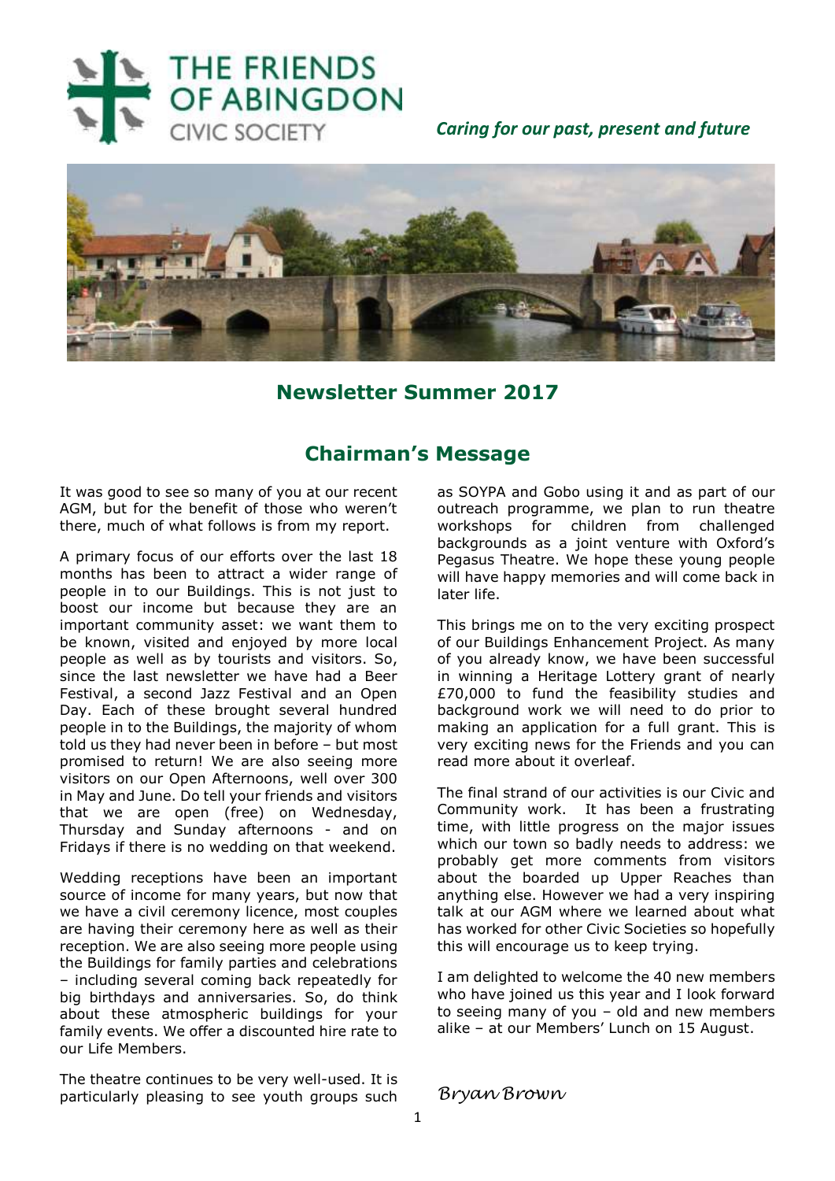THE FRIENDS OF ABINGDON CIVIC SOCIETY

*Caring for our past, present and future*

# Newsletter Summer 2017

## Chairman's Message

It was good to see so many of you at our recent AGM, but for the benefit of those who weren't there, much of what follows is from my report.

A primary focus of our efforts over the last 18 months has been to attract a wider range of people in to our Buildings. This is not just to boost our income but because they are an important community asset: we want them to be known, visited and enjoyed by more local people as well as by tourists and visitors. So, since the last newsletter we have had a Beer Festival, a second Jazz Festival and an Open Day. Each of these brought several hundred people in to the Buildings, the majority of whom told us they had never been in before – but most promised to return! We are also seeing more visitors on our Open Afternoons, well over 300 in May and June. Do tell your friends and visitors that we are open (free) on Wednesday, Thursday and Sunday afternoons - and on Fridays if there is no wedding on that weekend.

Wedding receptions have been an important source of income for many years, but now that we have a civil ceremony licence, most couples are having their ceremony here as well as their reception. We are also seeing more people using the Buildings for family parties and celebrations – including several coming back repeatedly for big birthdays and anniversaries. So, do think about these atmospheric buildings for your family events. We offer a discounted hire rate to our Life Members.

The theatre continues to be very well-used. It is particularly pleasing to see youth groups such as SOYPA and Gobo using it and as part of our outreach programme, we plan to run theatre workshops for children from challenged backgrounds as a joint venture with Oxford's Pegasus Theatre. We hope these young people will have happy memories and will come back in later life.

This brings me on to the very exciting prospect of our Buildings Enhancement Project. As many of you already know, we have been successful in winning a Heritage Lottery grant of nearly £70,000 to fund the feasibility studies and background work we will need to do prior to making an application for a full grant. This is very exciting news for the Friends and you can read more about it overleaf.

The final strand of our activities is our Civic and Community work. It has been a frustrating time, with little progress on the major issues which our town so badly needs to address: we probably get more comments from visitors about the boarded up Upper Reaches than anything else. However we had a very inspiring talk at our AGM where we learned about what has worked for other Civic Societies so hopefully this will encourage us to keep trying.

I am delighted to welcome the 40 new members who have joined us this year and I look forward to seeing many of you – old and new members alike – at our Members' Lunch on 15 August.

*Bryan Brown*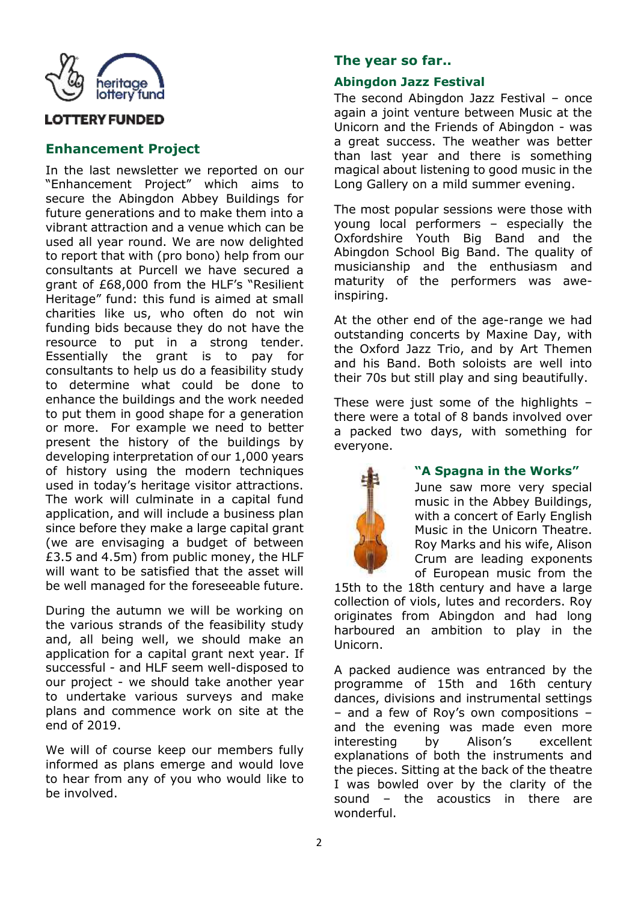heritage lottery fund

**LOTTERY FUNDED**

## Enhancement Project

In the last newsletter we reported on our "Enhancement Project" which aims to secure the Abingdon Abbey Buildings for future generations and to make them into a vibrant attraction and a venue which can be used all year round. We are now delighted to report that with (pro bono) help from our consultants at Purcell we have secured a grant of £68,000 from the HLF's "Resilient Heritage" fund: this fund is aimed at small charities like us, who often do not win funding bids because they do not have the resource to put in a strong tender. Essentially the grant is to pay for consultants to help us do a feasibility study to determine what could be done to enhance the buildings and the work needed to put them in good shape for a generation or more. For example we need to better present the history of the buildings by developing interpretation of our 1,000 years of history using the modern techniques used in today's heritage visitor attractions. The work will culminate in a capital fund application, and will include a business plan since before they make a large capital grant (we are envisaging a budget of between £3.5 and 4.5m) from public money, the HLF will want to be satisfied that the asset will be well managed for the foreseeable future.

During the autumn we will be working on the various strands of the feasibility study and, all being well, we should make an application for a capital grant next year. If successful - and HLF seem well-disposed to our project - we should take another year to undertake various surveys and make plans and commence work on site at the end of 2019.

We will of course keep our members fully informed as plans emerge and would love to hear from any of you who would like to be involved.

## The year so far..

### Abingdon Jazz Festival

The second Abingdon Jazz Festival – once again a joint venture between Music at the Unicorn and the Friends of Abingdon - was a great success. The weather was better than last year and there is something magical about listening to good music in the Long Gallery on a mild summer evening.

The most popular sessions were those with young local performers – especially the Oxfordshire Youth Big Band and the Abingdon School Big Band. The quality of musicianship and the enthusiasm and maturity of the performers was awe-inspiring.

At the other end of the age-range we had outstanding concerts by Maxine Day, with the Oxford Jazz Trio, and by Art Themen and his Band. Both soloists are well into their 70s but still play and sing beautifully.

These were just some of the highlights – there were a total of 8 bands involved over a packed two days, with something for everyone.

### "A Spagna in the Works"

June saw more very special music in the Abbey Buildings, with a concert of Early English Music in the Unicorn Theatre. Roy Marks and his wife, Alison Crum are leading exponents of European music from the 15th to the 18th century and have a large collection of viols, lutes and recorders. Roy originates from Abingdon and had long harboured an ambition to play in the Unicorn.

A packed audience was entranced by the programme of 15th and 16th century dances, divisions and instrumental settings – and a few of Roy's own compositions – and the evening was made even more interesting by Alison's excellent explanations of both the instruments and the pieces. Sitting at the back of the theatre I was bowled over by the clarity of the sound – the acoustics in there are wonderful.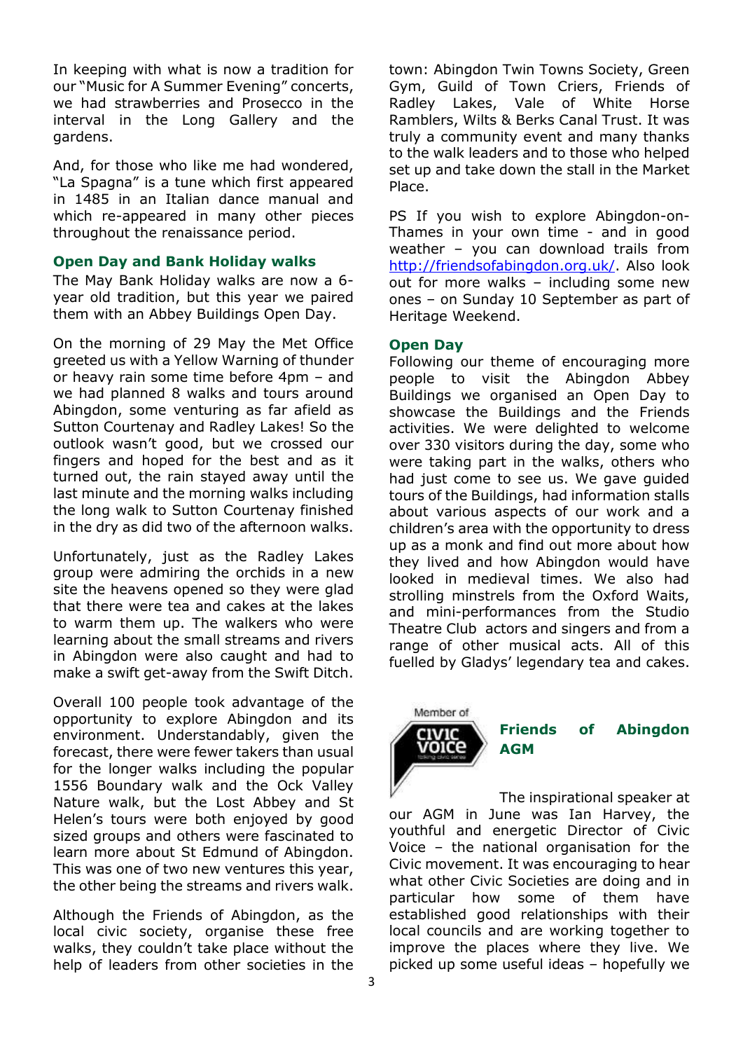In keeping with what is now a tradition for our "Music for A Summer Evening" concerts, we had strawberries and Prosecco in the interval in the Long Gallery and the gardens.

And, for those who like me had wondered, "La Spagna" is a tune which first appeared in 1485 in an Italian dance manual and which re-appeared in many other pieces throughout the renaissance period.

### Open Day and Bank Holiday walks

The May Bank Holiday walks are now a 6-year old tradition, but this year we paired them with an Abbey Buildings Open Day.

On the morning of 29 May the Met Office greeted us with a Yellow Warning of thunder or heavy rain some time before 4pm – and we had planned 8 walks and tours around Abingdon, some venturing as far afield as Sutton Courtenay and Radley Lakes! So the outlook wasn't good, but we crossed our fingers and hoped for the best and as it turned out, the rain stayed away until the last minute and the morning walks including the long walk to Sutton Courtenay finished in the dry as did two of the afternoon walks.

Unfortunately, just as the Radley Lakes group were admiring the orchids in a new site the heavens opened so they were glad that there were tea and cakes at the lakes to warm them up. The walkers who were learning about the small streams and rivers in Abingdon were also caught and had to make a swift get-away from the Swift Ditch.

Overall 100 people took advantage of the opportunity to explore Abingdon and its environment. Understandably, given the forecast, there were fewer takers than usual for the longer walks including the popular 1556 Boundary walk and the Ock Valley Nature walk, but the Lost Abbey and St Helen's tours were both enjoyed by good sized groups and others were fascinated to learn more about St Edmund of Abingdon. This was one of two new ventures this year, the other being the streams and rivers walk.

Although the Friends of Abingdon, as the local civic society, organise these free walks, they couldn't take place without the help of leaders from other societies in the town: Abingdon Twin Towns Society, Green Gym, Guild of Town Criers, Friends of Radley Lakes, Vale of White Horse Ramblers, Wilts & Berks Canal Trust. It was truly a community event and many thanks to the walk leaders and to those who helped set up and take down the stall in the Market Place.

PS If you wish to explore Abingdon-on-Thames in your own time - and in good weather – you can download trails from http://friendsofabingdon.org.uk/. Also look out for more walks – including some new ones – on Sunday 10 September as part of Heritage Weekend.

### Open Day

Following our theme of encouraging more people to visit the Abingdon Abbey Buildings we organised an Open Day to showcase the Buildings and the Friends activities. We were delighted to welcome over 330 visitors during the day, some who were taking part in the walks, others who had just come to see us. We gave guided tours of the Buildings, had information stalls about various aspects of our work and a children's area with the opportunity to dress up as a monk and find out more about how they lived and how Abingdon would have looked in medieval times. We also had strolling minstrels from the Oxford Waits, and mini-performances from the Studio Theatre Club actors and singers and from a range of other musical acts. All of this fuelled by Gladys' legendary tea and cakes.

Member of Civic Voice

### Friends of Abingdon AGM

The inspirational speaker at our AGM in June was Ian Harvey, the youthful and energetic Director of Civic Voice – the national organisation for the Civic movement. It was encouraging to hear what other Civic Societies are doing and in particular how some of them have established good relationships with their local councils and are working together to improve the places where they live. We picked up some useful ideas – hopefully we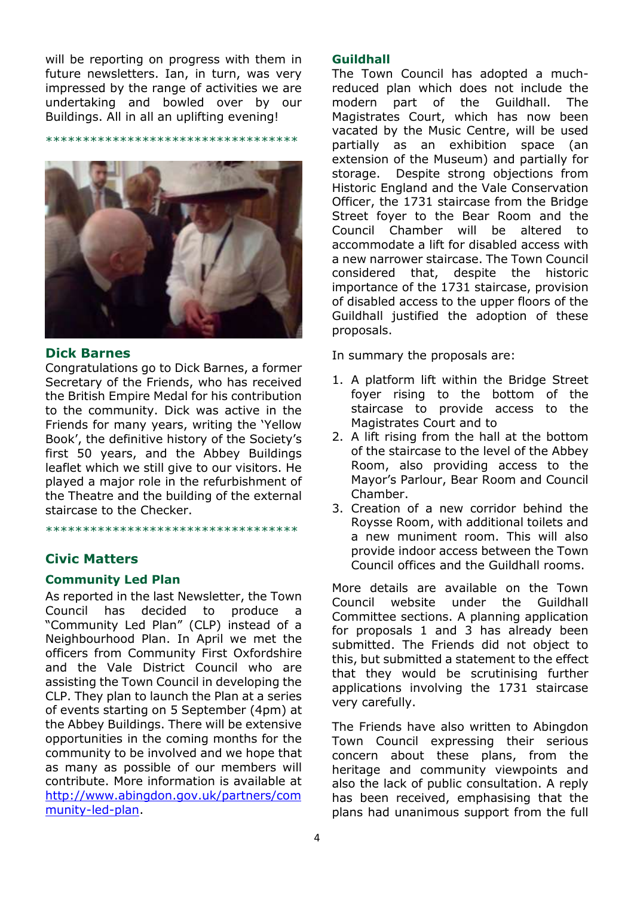will be reporting on progress with them in future newsletters. Ian, in turn, was very impressed by the range of activities we are undertaking and bowled over by our Buildings. All in all an uplifting evening!

**********************************

### Dick Barnes

Congratulations go to Dick Barnes, a former Secretary of the Friends, who has received the British Empire Medal for his contribution to the community. Dick was active in the Friends for many years, writing the 'Yellow Book', the definitive history of the Society's first 50 years, and the Abbey Buildings leaflet which we still give to our visitors. He played a major role in the refurbishment of the Theatre and the building of the external staircase to the Checker.

**********************************

## Civic Matters

### Community Led Plan

As reported in the last Newsletter, the Town Council has decided to produce a "Community Led Plan" (CLP) instead of a Neighbourhood Plan. In April we met the officers from Community First Oxfordshire and the Vale District Council who are assisting the Town Council in developing the CLP. They plan to launch the Plan at a series of events starting on 5 September (4pm) at the Abbey Buildings. There will be extensive opportunities in the coming months for the community to be involved and we hope that as many as possible of our members will contribute. More information is available at [http://www.abingdon.gov.uk/partners/community-led-plan](http://www.abingdon.gov.uk/partners/community-led-plan).

### Guildhall

The Town Council has adopted a much-reduced plan which does not include the modern part of the Guildhall. The Magistrates Court, which has now been vacated by the Music Centre, will be used partially as an exhibition space (an extension of the Museum) and partially for storage. Despite strong objections from Historic England and the Vale Conservation Officer, the 1731 staircase from the Bridge Street foyer to the Bear Room and the Council Chamber will be altered to accommodate a lift for disabled access with a new narrower staircase. The Town Council considered that, despite the historic importance of the 1731 staircase, provision of disabled access to the upper floors of the Guildhall justified the adoption of these proposals.

In summary the proposals are:

1. A platform lift within the Bridge Street foyer rising to the bottom of the staircase to provide access to the Magistrates Court and to
2. A lift rising from the hall at the bottom of the staircase to the level of the Abbey Room, also providing access to the Mayor's Parlour, Bear Room and Council Chamber.
3. Creation of a new corridor behind the Roysse Room, with additional toilets and a new muniment room. This will also provide indoor access between the Town Council offices and the Guildhall rooms.

More details are available on the Town Council website under the Guildhall Committee sections. A planning application for proposals 1 and 3 has already been submitted. The Friends did not object to this, but submitted a statement to the effect that they would be scrutinising further applications involving the 1731 staircase very carefully.

The Friends have also written to Abingdon Town Council expressing their serious concern about these plans, from the heritage and community viewpoints and also the lack of public consultation. A reply has been received, emphasising that the plans had unanimous support from the full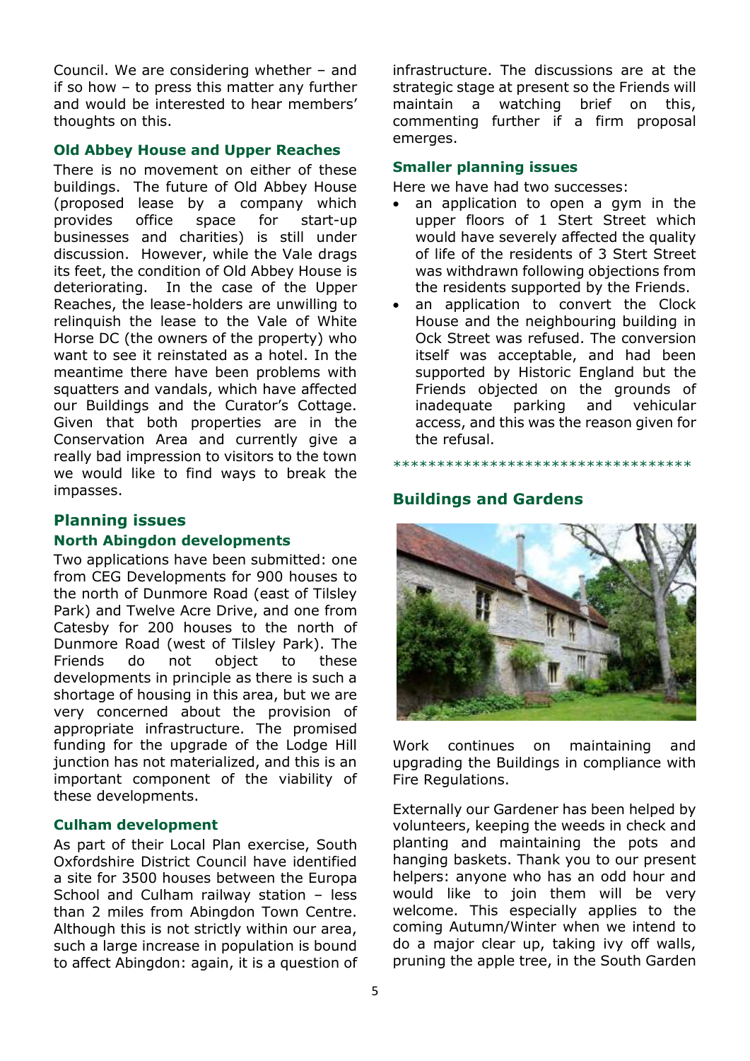Council. We are considering whether – and if so how – to press this matter any further and would be interested to hear members' thoughts on this.

### Old Abbey House and Upper Reaches

There is no movement on either of these buildings. The future of Old Abbey House (proposed lease by a company which provides office space for start-up businesses and charities) is still under discussion. However, while the Vale drags its feet, the condition of Old Abbey House is deteriorating. In the case of the Upper Reaches, the lease-holders are unwilling to relinquish the lease to the Vale of White Horse DC (the owners of the property) who want to see it reinstated as a hotel. In the meantime there have been problems with squatters and vandals, which have affected our Buildings and the Curator's Cottage. Given that both properties are in the Conservation Area and currently give a really bad impression to visitors to the town we would like to find ways to break the impasses.

## Planning issues

### North Abingdon developments

Two applications have been submitted: one from CEG Developments for 900 houses to the north of Dunmore Road (east of Tilsley Park) and Twelve Acre Drive, and one from Catesby for 200 houses to the north of Dunmore Road (west of Tilsley Park). The Friends do not object to these developments in principle as there is such a shortage of housing in this area, but we are very concerned about the provision of appropriate infrastructure. The promised funding for the upgrade of the Lodge Hill junction has not materialized, and this is an important component of the viability of these developments.

### Culham development

As part of their Local Plan exercise, South Oxfordshire District Council have identified a site for 3500 houses between the Europa School and Culham railway station – less than 2 miles from Abingdon Town Centre. Although this is not strictly within our area, such a large increase in population is bound to affect Abingdon: again, it is a question of infrastructure. The discussions are at the strategic stage at present so the Friends will maintain a watching brief on this, commenting further if a firm proposal emerges.

### Smaller planning issues

Here we have had two successes:

- an application to open a gym in the upper floors of 1 Stert Street which would have severely affected the quality of life of the residents of 3 Stert Street was withdrawn following objections from the residents supported by the Friends.
- an application to convert the Clock House and the neighbouring building in Ock Street was refused. The conversion itself was acceptable, and had been supported by Historic England but the Friends objected on the grounds of inadequate parking and vehicular access, and this was the reason given for the refusal.

************************************

## Buildings and Gardens

Work continues on maintaining and upgrading the Buildings in compliance with Fire Regulations.

Externally our Gardener has been helped by volunteers, keeping the weeds in check and planting and maintaining the pots and hanging baskets. Thank you to our present helpers: anyone who has an odd hour and would like to join them will be very welcome. This especially applies to the coming Autumn/Winter when we intend to do a major clear up, taking ivy off walls, pruning the apple tree, in the South Garden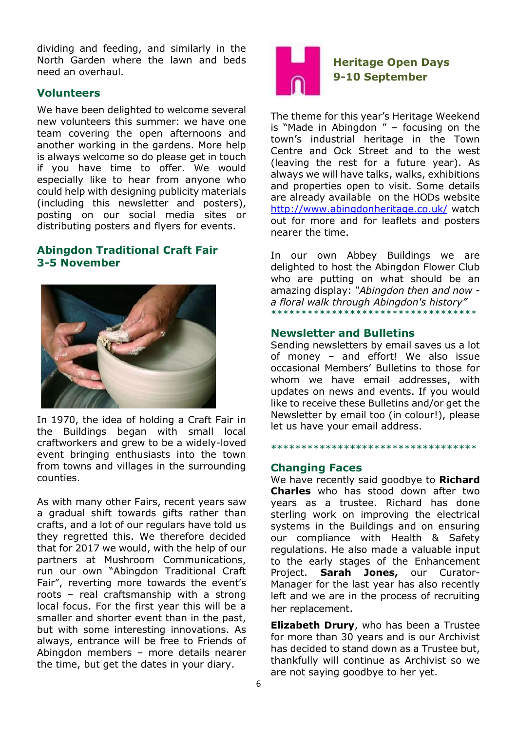dividing and feeding, and similarly in the North Garden where the lawn and beds need an overhaul.

## Volunteers

We have been delighted to welcome several new volunteers this summer: we have one team covering the open afternoons and another working in the gardens. More help is always welcome so do please get in touch if you have time to offer. We would especially like to hear from anyone who could help with designing publicity materials (including this newsletter and posters), posting on our social media sites or distributing posters and flyers for events.

## Abingdon Traditional Craft Fair 3-5 November

In 1970, the idea of holding a Craft Fair in the Buildings began with small local craftworkers and grew to be a widely-loved event bringing enthusiasts into the town from towns and villages in the surrounding counties.

As with many other Fairs, recent years saw a gradual shift towards gifts rather than crafts, and a lot of our regulars have told us they regretted this. We therefore decided that for 2017 we would, with the help of our partners at Mushroom Communications, run our own "Abingdon Traditional Craft Fair", reverting more towards the event's roots – real craftsmanship with a strong local focus. For the first year this will be a smaller and shorter event than in the past, but with some interesting innovations. As always, entrance will be free to Friends of Abingdon members – more details nearer the time, but get the dates in your diary.

## Heritage Open Days 9-10 September

The theme for this year's Heritage Weekend is "Made in Abingdon " – focusing on the town's industrial heritage in the Town Centre and Ock Street and to the west (leaving the rest for a future year). As always we will have talks, walks, exhibitions and properties open to visit. Some details are already available on the HODs website http://www.abingdonheritage.co.uk/ watch out for more and for leaflets and posters nearer the time.

In our own Abbey Buildings we are delighted to host the Abingdon Flower Club who are putting on what should be an amazing display: *"Abingdon then and now - a floral walk through Abingdon's history"*

\*\*\*\*\*\*\*\*\*\*\*\*\*\*\*\*\*\*\*\*\*\*\*\*\*\*\*\*\*\*\*\*\*\*\*

## Newsletter and Bulletins

Sending newsletters by email saves us a lot of money – and effort! We also issue occasional Members' Bulletins to those for whom we have email addresses, with updates on news and events. If you would like to receive these Bulletins and/or get the Newsletter by email too (in colour!), please let us have your email address.

\*\*\*\*\*\*\*\*\*\*\*\*\*\*\*\*\*\*\*\*\*\*\*\*\*\*\*\*\*\*\*\*\*\*\*

## Changing Faces

We have recently said goodbye to **Richard Charles** who has stood down after two years as a trustee. Richard has done sterling work on improving the electrical systems in the Buildings and on ensuring our compliance with Health & Safety regulations. He also made a valuable input to the early stages of the Enhancement Project. **Sarah Jones,** our Curator-Manager for the last year has also recently left and we are in the process of recruiting her replacement.

**Elizabeth Drury**, who has been a Trustee for more than 30 years and is our Archivist has decided to stand down as a Trustee but, thankfully will continue as Archivist so we are not saying goodbye to her yet.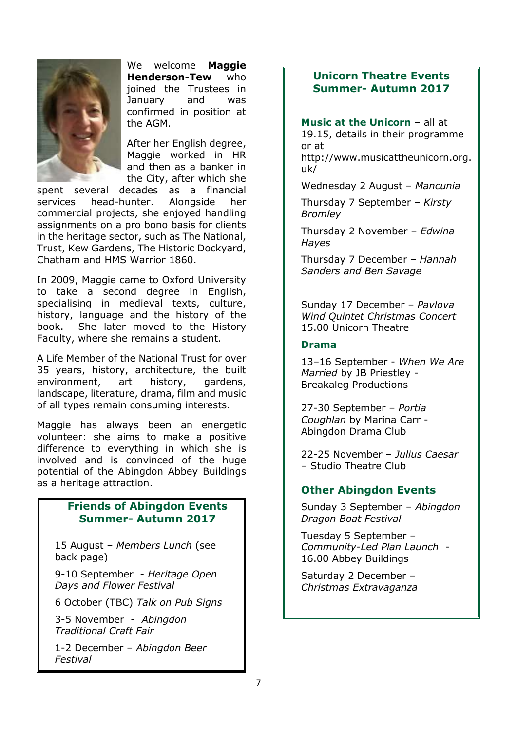We welcome **Maggie Henderson-Tew** who joined the Trustees in January and was confirmed in position at the AGM.

After her English degree, Maggie worked in HR and then as a banker in the City, after which she spent several decades as a financial services head-hunter. Alongside her commercial projects, she enjoyed handling assignments on a pro bono basis for clients in the heritage sector, such as The National, Trust, Kew Gardens, The Historic Dockyard, Chatham and HMS Warrior 1860.

In 2009, Maggie came to Oxford University to take a second degree in English, specialising in medieval texts, culture, history, language and the history of the book. She later moved to the History Faculty, where she remains a student.

A Life Member of the National Trust for over 35 years, history, architecture, the built environment, art history, gardens, landscape, literature, drama, film and music of all types remain consuming interests.

Maggie has always been an energetic volunteer: she aims to make a positive difference to everything in which she is involved and is convinced of the huge potential of the Abingdon Abbey Buildings as a heritage attraction.

## Friends of Abingdon Events Summer- Autumn 2017

15 August – *Members Lunch* (see back page)

9-10 September - *Heritage Open Days and Flower Festival*

6 October (TBC) *Talk on Pub Signs*

3-5 November - *Abingdon Traditional Craft Fair*

1-2 December – *Abingdon Beer Festival*

## Unicorn Theatre Events Summer- Autumn 2017

**Music at the Unicorn** – all at 19.15, details in their programme or at http://www.musicattheunicorn.org.uk/

Wednesday 2 August – *Mancunia*

Thursday 7 September – *Kirsty Bromley*

Thursday 2 November – *Edwina Hayes*

Thursday 7 December – *Hannah Sanders and Ben Savage*

Sunday 17 December – *Pavlova Wind Quintet Christmas Concert* 15.00 Unicorn Theatre

### Drama

13–16 September - *When We Are Married* by JB Priestley - Breakaleg Productions

27-30 September – *Portia Coughlan* by Marina Carr - Abingdon Drama Club

22-25 November – *Julius Caesar* – Studio Theatre Club

## Other Abingdon Events

Sunday 3 September – *Abingdon Dragon Boat Festival*

Tuesday 5 September – *Community-Led Plan Launch* - 16.00 Abbey Buildings

Saturday 2 December – *Christmas Extravaganza*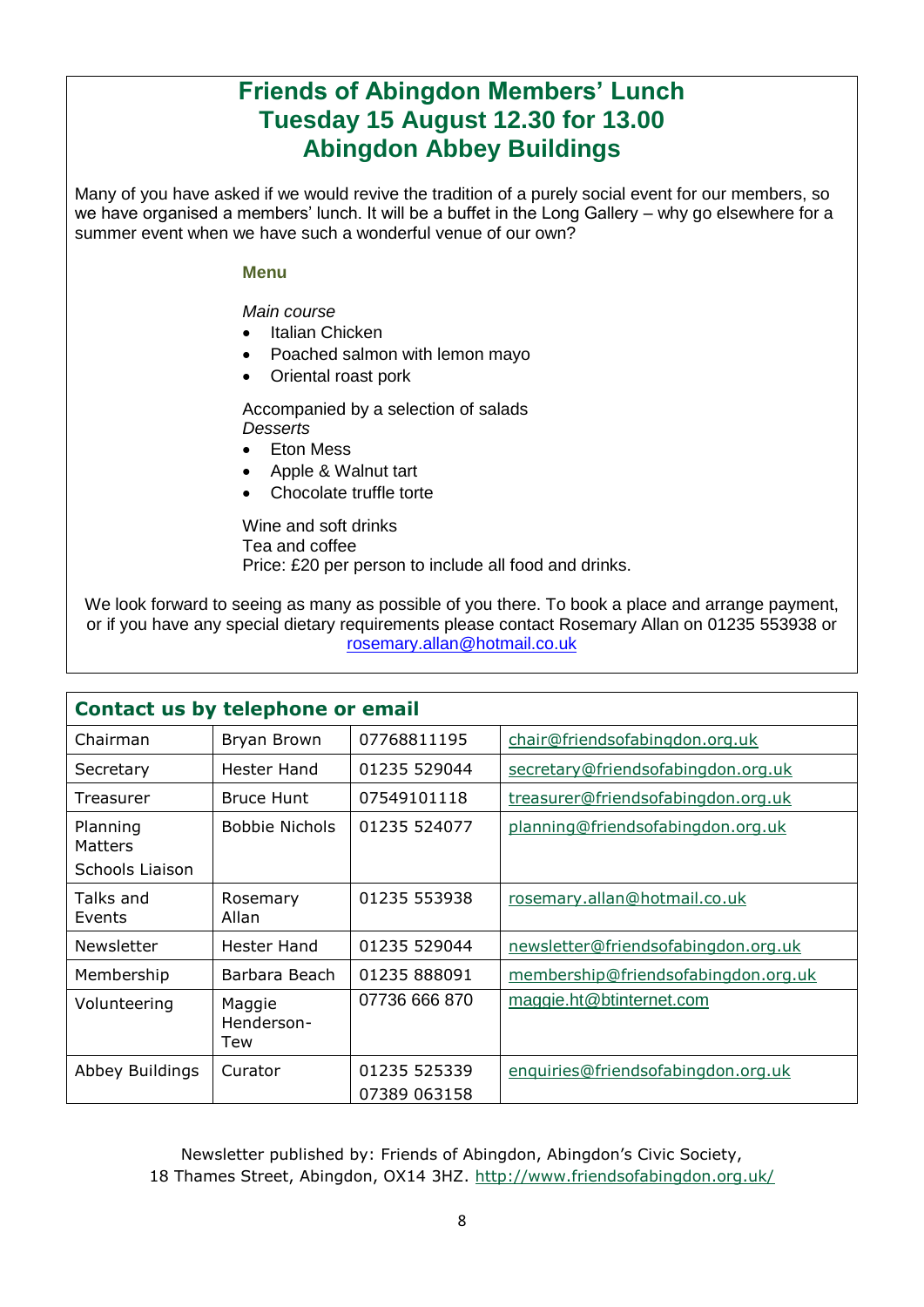# Friends of Abingdon Members' Lunch
# Tuesday 15 August 12.30 for 13.00
# Abingdon Abbey Buildings

Many of you have asked if we would revive the tradition of a purely social event for our members, so we have organised a members' lunch. It will be a buffet in the Long Gallery – why go elsewhere for a summer event when we have such a wonderful venue of our own?

**Menu**

*Main course*

- Italian Chicken
- Poached salmon with lemon mayo
- Oriental roast pork

Accompanied by a selection of salads

*Desserts*

- Eton Mess
- Apple & Walnut tart
- Chocolate truffle torte

Wine and soft drinks
Tea and coffee
Price: £20 per person to include all food and drinks.

We look forward to seeing as many as possible of you there. To book a place and arrange payment, or if you have any special dietary requirements please contact Rosemary Allan on 01235 553938 or rosemary.allan@hotmail.co.uk

## Contact us by telephone or email

| | | | |
|---|---|---|---|
| Chairman | Bryan Brown | 07768811195 | chair@friendsofabingdon.org.uk |
| Secretary | Hester Hand | 01235 529044 | secretary@friendsofabingdon.org.uk |
| Treasurer | Bruce Hunt | 07549101118 | treasurer@friendsofabingdon.org.uk |
| Planning Matters Schools Liaison | Bobbie Nichols | 01235 524077 | planning@friendsofabingdon.org.uk |
| Talks and Events | Rosemary Allan | 01235 553938 | rosemary.allan@hotmail.co.uk |
| Newsletter | Hester Hand | 01235 529044 | newsletter@friendsofabingdon.org.uk |
| Membership | Barbara Beach | 01235 888091 | membership@friendsofabingdon.org.uk |
| Volunteering | Maggie Henderson-Tew | 07736 666 870 | maggie.ht@btinternet.com |
| Abbey Buildings | Curator | 01235 525339 07389 063158 | enquiries@friendsofabingdon.org.uk |

Newsletter published by: Friends of Abingdon, Abingdon's Civic Society,
18 Thames Street, Abingdon, OX14 3HZ. http://www.friendsofabingdon.org.uk/